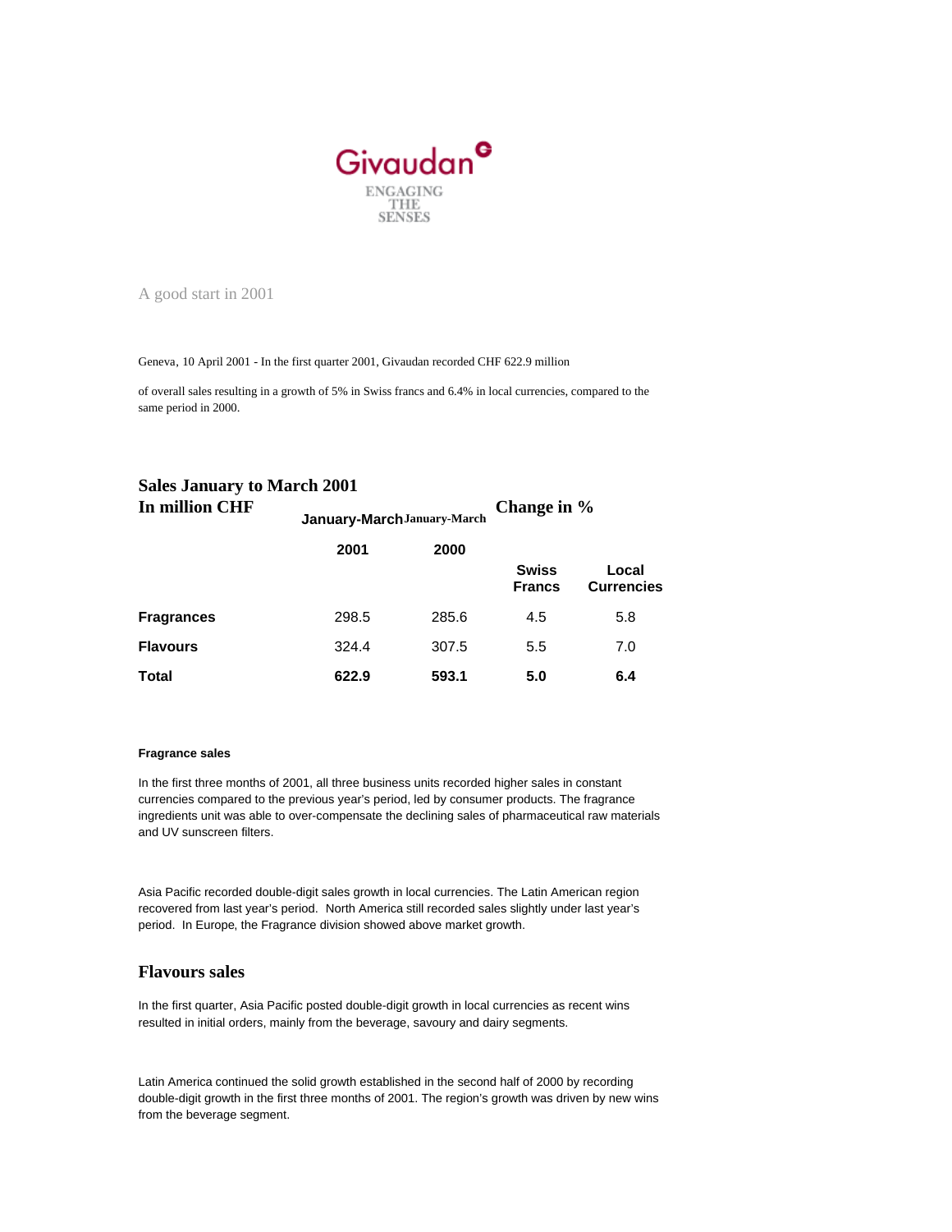Givaudan

ENGAGING THE SENSES

A good start in 2001

Geneva, 10 April 2001 - In the first quarter 2001, Givaudan recorded CHF 622.9 million

of overall sales resulting in a growth of 5% in Swiss francs and 6.4% in local currencies, compared to the same period in 2000.

## Sales January to March 2001

| In million CHF | January-March | January-March | Change in % | |
|---|---|---|---|---|
| | 2001 | 2000 | Swiss Francs | Local Currencies |
| **Fragrances** | 298.5 | 285.6 | 4.5 | 5.8 |
| **Flavours** | 324.4 | 307.5 | 5.5 | 7.0 |
| **Total** | **622.9** | **593.1** | **5.0** | **6.4** |

#### Fragrance sales

In the first three months of 2001, all three business units recorded higher sales in constant currencies compared to the previous year's period, led by consumer products. The fragrance ingredients unit was able to over-compensate the declining sales of pharmaceutical raw materials and UV sunscreen filters.

Asia Pacific recorded double-digit sales growth in local currencies. The Latin American region recovered from last year's period. North America still recorded sales slightly under last year's period. In Europe, the Fragrance division showed above market growth.

## Flavours sales

In the first quarter, Asia Pacific posted double-digit growth in local currencies as recent wins resulted in initial orders, mainly from the beverage, savoury and dairy segments.

Latin America continued the solid growth established in the second half of 2000 by recording double-digit growth in the first three months of 2001. The region's growth was driven by new wins from the beverage segment.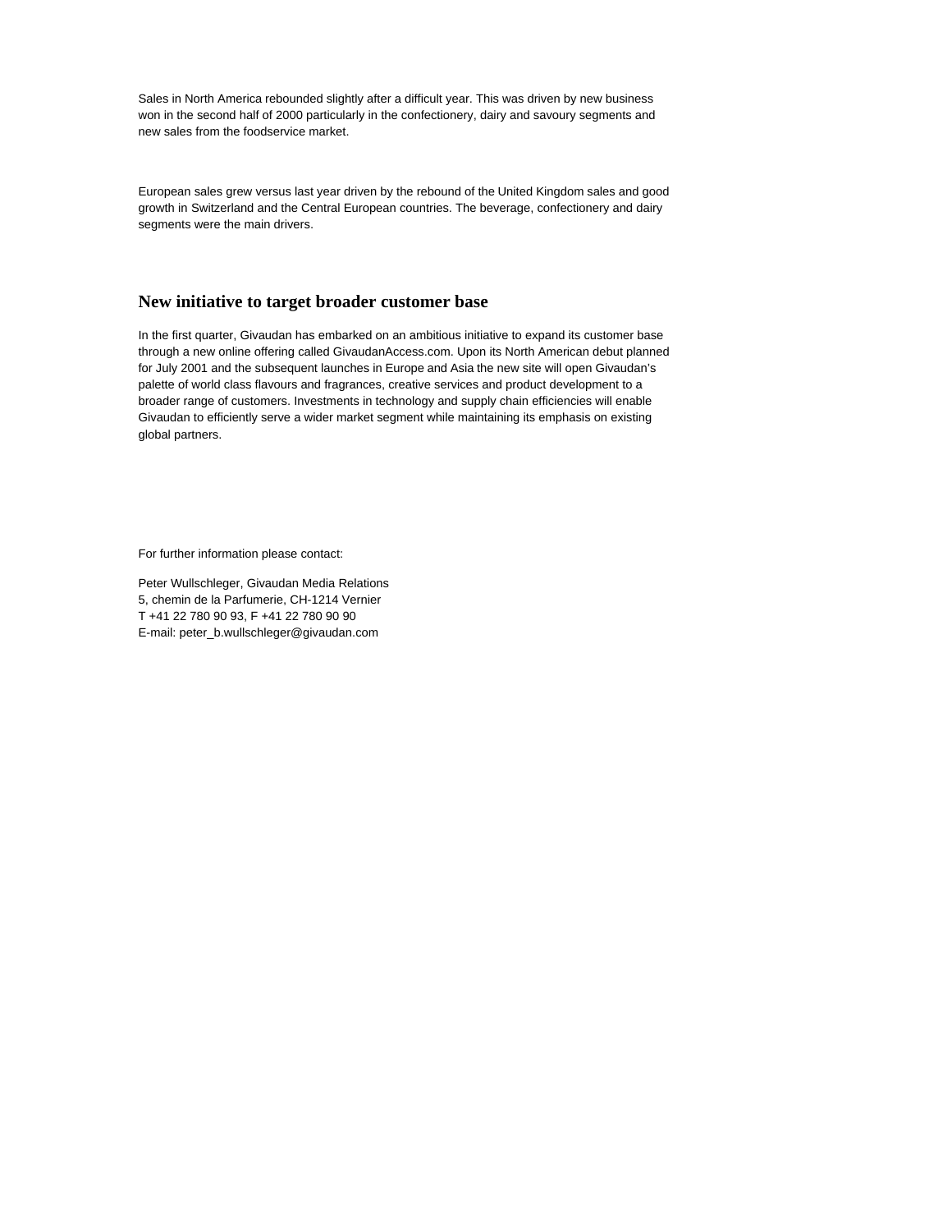Sales in North America rebounded slightly after a difficult year. This was driven by new business won in the second half of 2000 particularly in the confectionery, dairy and savoury segments and new sales from the foodservice market.

European sales grew versus last year driven by the rebound of the United Kingdom sales and good growth in Switzerland and the Central European countries. The beverage, confectionery and dairy segments were the main drivers.

## New initiative to target broader customer base

In the first quarter, Givaudan has embarked on an ambitious initiative to expand its customer base through a new online offering called GivaudanAccess.com. Upon its North American debut planned for July 2001 and the subsequent launches in Europe and Asia the new site will open Givaudan's palette of world class flavours and fragrances, creative services and product development to a broader range of customers. Investments in technology and supply chain efficiencies will enable Givaudan to efficiently serve a wider market segment while maintaining its emphasis on existing global partners.

For further information please contact:

Peter Wullschleger, Givaudan Media Relations
5, chemin de la Parfumerie, CH-1214 Vernier
T +41 22 780 90 93, F +41 22 780 90 90
E-mail: peter_b.wullschleger@givaudan.com